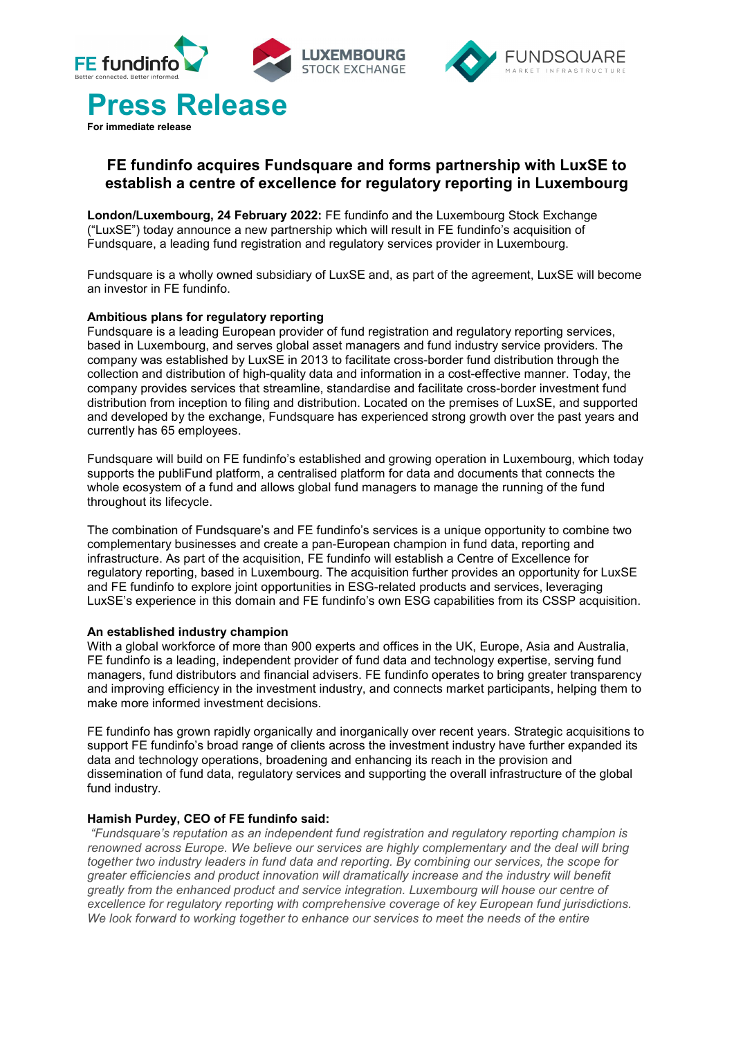# Press Release

**For immediate release**

## FE fundinfo acquires Fundsquare and forms partnership with LuxSE to establish a centre of excellence for regulatory reporting in Luxembourg

**London/Luxembourg, 24 February 2022:** FE fundinfo and the Luxembourg Stock Exchange ("LuxSE") today announce a new partnership which will result in FE fundinfo's acquisition of Fundsquare, a leading fund registration and regulatory services provider in Luxembourg.

Fundsquare is a wholly owned subsidiary of LuxSE and, as part of the agreement, LuxSE will become an investor in FE fundinfo.

**Ambitious plans for regulatory reporting**

Fundsquare is a leading European provider of fund registration and regulatory reporting services, based in Luxembourg, and serves global asset managers and fund industry service providers. The company was established by LuxSE in 2013 to facilitate cross-border fund distribution through the collection and distribution of high-quality data and information in a cost-effective manner. Today, the company provides services that streamline, standardise and facilitate cross-border investment fund distribution from inception to filing and distribution. Located on the premises of LuxSE, and supported and developed by the exchange, Fundsquare has experienced strong growth over the past years and currently has 65 employees.

Fundsquare will build on FE fundinfo's established and growing operation in Luxembourg, which today supports the publiFund platform, a centralised platform for data and documents that connects the whole ecosystem of a fund and allows global fund managers to manage the running of the fund throughout its lifecycle.

The combination of Fundsquare's and FE fundinfo's services is a unique opportunity to combine two complementary businesses and create a pan-European champion in fund data, reporting and infrastructure. As part of the acquisition, FE fundinfo will establish a Centre of Excellence for regulatory reporting, based in Luxembourg. The acquisition further provides an opportunity for LuxSE and FE fundinfo to explore joint opportunities in ESG-related products and services, leveraging LuxSE's experience in this domain and FE fundinfo's own ESG capabilities from its CSSP acquisition.

**An established industry champion**

With a global workforce of more than 900 experts and offices in the UK, Europe, Asia and Australia, FE fundinfo is a leading, independent provider of fund data and technology expertise, serving fund managers, fund distributors and financial advisers. FE fundinfo operates to bring greater transparency and improving efficiency in the investment industry, and connects market participants, helping them to make more informed investment decisions.

FE fundinfo has grown rapidly organically and inorganically over recent years. Strategic acquisitions to support FE fundinfo's broad range of clients across the investment industry have further expanded its data and technology operations, broadening and enhancing its reach in the provision and dissemination of fund data, regulatory services and supporting the overall infrastructure of the global fund industry.

**Hamish Purdey, CEO of FE fundinfo said:**

*"Fundsquare's reputation as an independent fund registration and regulatory reporting champion is renowned across Europe. We believe our services are highly complementary and the deal will bring together two industry leaders in fund data and reporting. By combining our services, the scope for greater efficiencies and product innovation will dramatically increase and the industry will benefit greatly from the enhanced product and service integration. Luxembourg will house our centre of excellence for regulatory reporting with comprehensive coverage of key European fund jurisdictions. We look forward to working together to enhance our services to meet the needs of the entire*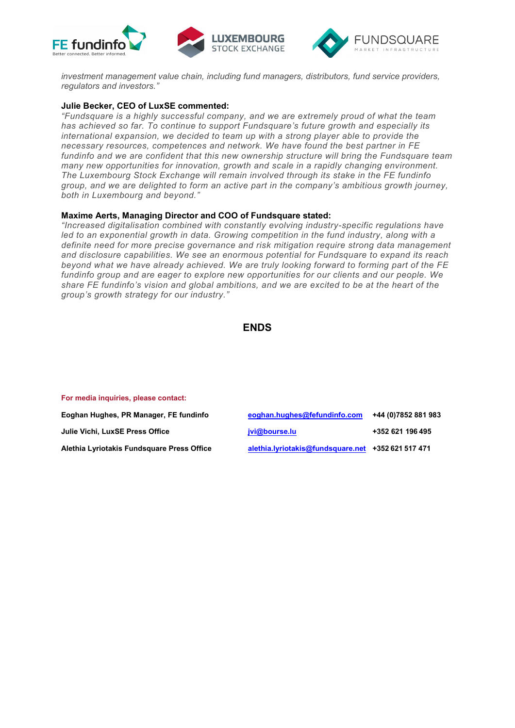*investment management value chain, including fund managers, distributors, fund service providers, regulators and investors."*

**Julie Becker, CEO of LuxSE commented:**

*"Fundsquare is a highly successful company, and we are extremely proud of what the team has achieved so far. To continue to support Fundsquare's future growth and especially its international expansion, we decided to team up with a strong player able to provide the necessary resources, competences and network. We have found the best partner in FE fundinfo and we are confident that this new ownership structure will bring the Fundsquare team many new opportunities for innovation, growth and scale in a rapidly changing environment. The Luxembourg Stock Exchange will remain involved through its stake in the FE fundinfo group, and we are delighted to form an active part in the company's ambitious growth journey, both in Luxembourg and beyond."*

**Maxime Aerts, Managing Director and COO of Fundsquare stated:**

*"Increased digitalisation combined with constantly evolving industry-specific regulations have led to an exponential growth in data. Growing competition in the fund industry, along with a definite need for more precise governance and risk mitigation require strong data management and disclosure capabilities. We see an enormous potential for Fundsquare to expand its reach beyond what we have already achieved. We are truly looking forward to forming part of the FE fundinfo group and are eager to explore new opportunities for our clients and our people. We share FE fundinfo's vision and global ambitions, and we are excited to be at the heart of the group's growth strategy for our industry."*

**ENDS**

**For media inquiries, please contact:**

| | | |
|---|---|---|
| **Eoghan Hughes, PR Manager, FE fundinfo** | eoghan.hughes@fefundinfo.com | **+44 (0)7852 881 983** |
| **Julie Vichi, LuxSE Press Office** | jvi@bourse.lu | **+352 621 196 495** |
| **Alethia Lyriotakis Fundsquare Press Office** | alethia.lyriotakis@fundsquare.net | **+352 621 517 471** |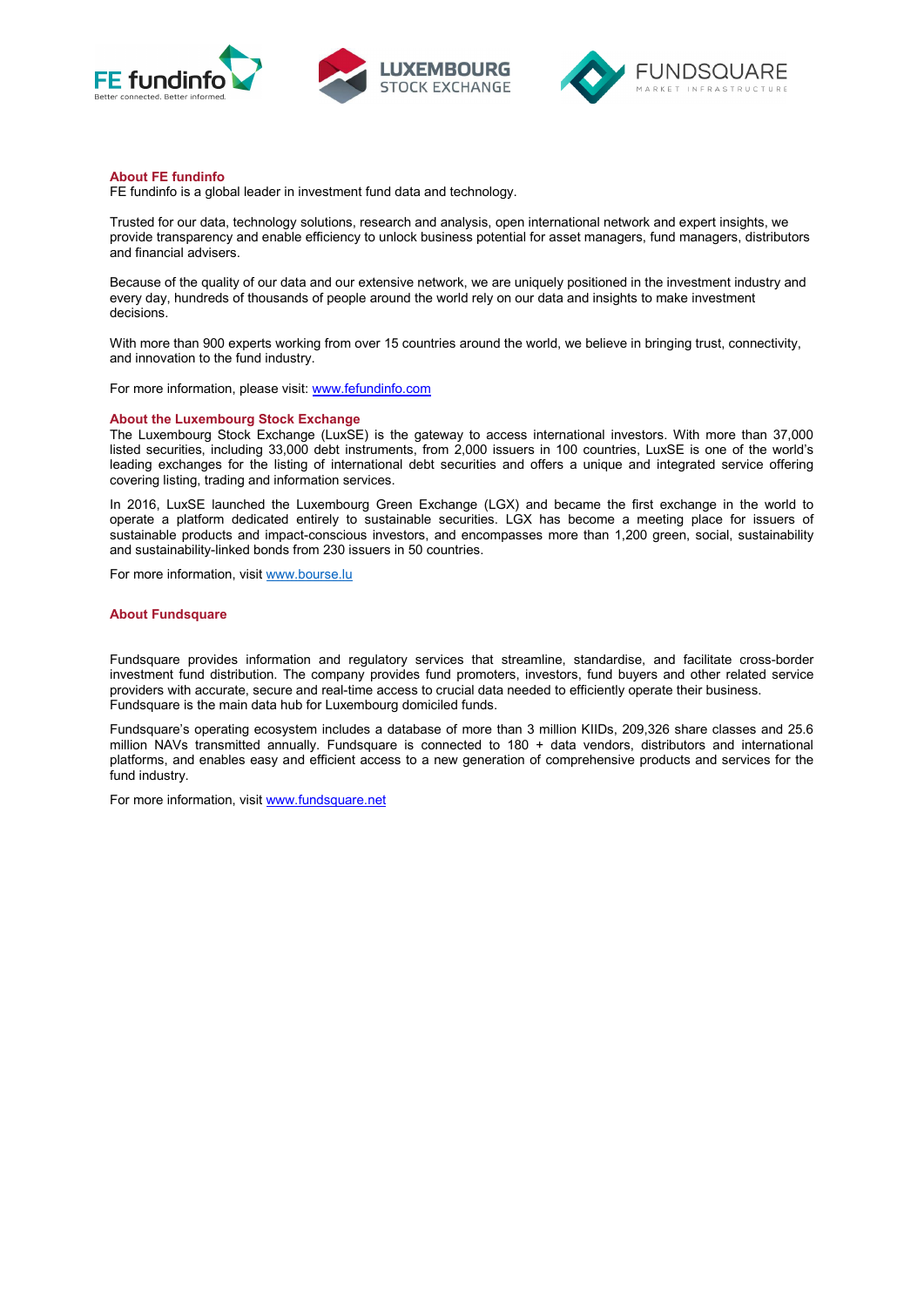## About FE fundinfo

FE fundinfo is a global leader in investment fund data and technology.

Trusted for our data, technology solutions, research and analysis, open international network and expert insights, we provide transparency and enable efficiency to unlock business potential for asset managers, fund managers, distributors and financial advisers.

Because of the quality of our data and our extensive network, we are uniquely positioned in the investment industry and every day, hundreds of thousands of people around the world rely on our data and insights to make investment decisions.

With more than 900 experts working from over 15 countries around the world, we believe in bringing trust, connectivity, and innovation to the fund industry.

For more information, please visit: [www.fefundinfo.com](http://www.fefundinfo.com)

## About the Luxembourg Stock Exchange

The Luxembourg Stock Exchange (LuxSE) is the gateway to access international investors. With more than 37,000 listed securities, including 33,000 debt instruments, from 2,000 issuers in 100 countries, LuxSE is one of the world's leading exchanges for the listing of international debt securities and offers a unique and integrated service offering covering listing, trading and information services.

In 2016, LuxSE launched the Luxembourg Green Exchange (LGX) and became the first exchange in the world to operate a platform dedicated entirely to sustainable securities. LGX has become a meeting place for issuers of sustainable products and impact-conscious investors, and encompasses more than 1,200 green, social, sustainability and sustainability-linked bonds from 230 issuers in 50 countries.

For more information, visit [www.bourse.lu](http://www.bourse.lu)

## About Fundsquare

Fundsquare provides information and regulatory services that streamline, standardise, and facilitate cross-border investment fund distribution. The company provides fund promoters, investors, fund buyers and other related service providers with accurate, secure and real-time access to crucial data needed to efficiently operate their business. Fundsquare is the main data hub for Luxembourg domiciled funds.

Fundsquare's operating ecosystem includes a database of more than 3 million KIIDs, 209,326 share classes and 25.6 million NAVs transmitted annually. Fundsquare is connected to 180 + data vendors, distributors and international platforms, and enables easy and efficient access to a new generation of comprehensive products and services for the fund industry.

For more information, visit [www.fundsquare.net](http://www.fundsquare.net)